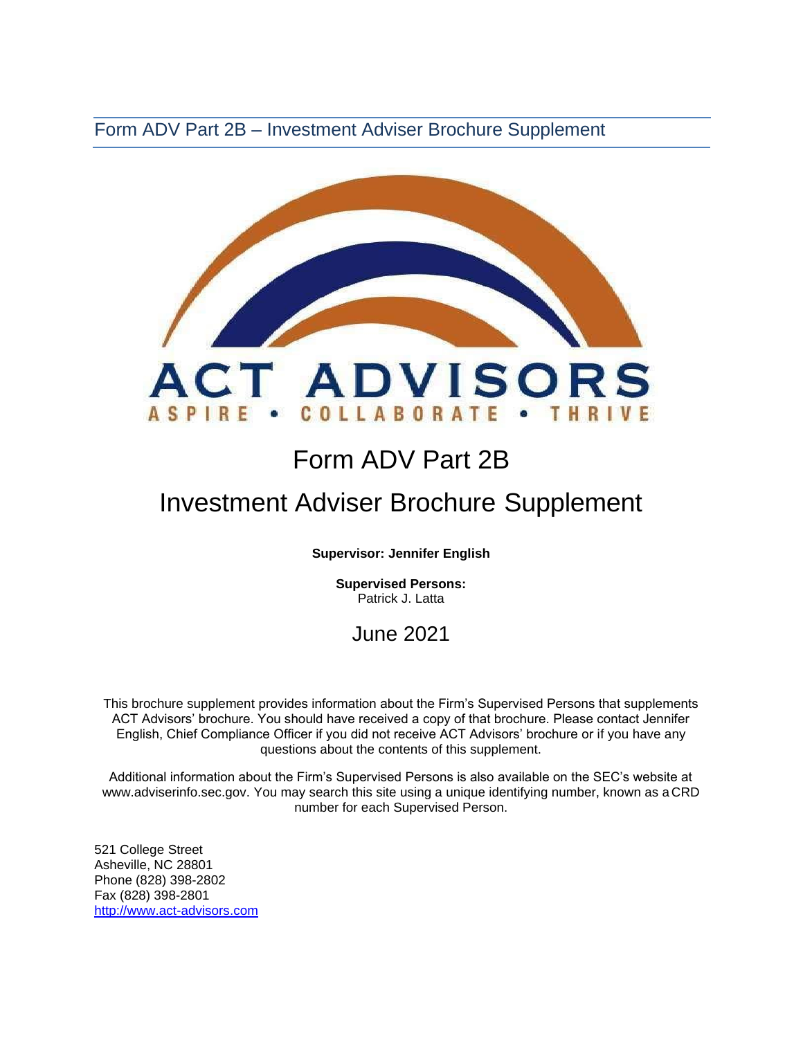Form ADV Part 2B – Investment Adviser Brochure Supplement

ACT ADVISORS
ASPIRE • COLLABORATE • THRIVE

# Form ADV Part 2B

# Investment Adviser Brochure Supplement

**Supervisor: Jennifer English**

**Supervised Persons:**
Patrick J. Latta

June 2021

This brochure supplement provides information about the Firm's Supervised Persons that supplements ACT Advisors' brochure. You should have received a copy of that brochure. Please contact Jennifer English, Chief Compliance Officer if you did not receive ACT Advisors' brochure or if you have any questions about the contents of this supplement.

Additional information about the Firm's Supervised Persons is also available on the SEC's website at www.adviserinfo.sec.gov. You may search this site using a unique identifying number, known as a CRD number for each Supervised Person.

521 College Street
Asheville, NC 28801
Phone (828) 398-2802
Fax (828) 398-2801
http://www.act-advisors.com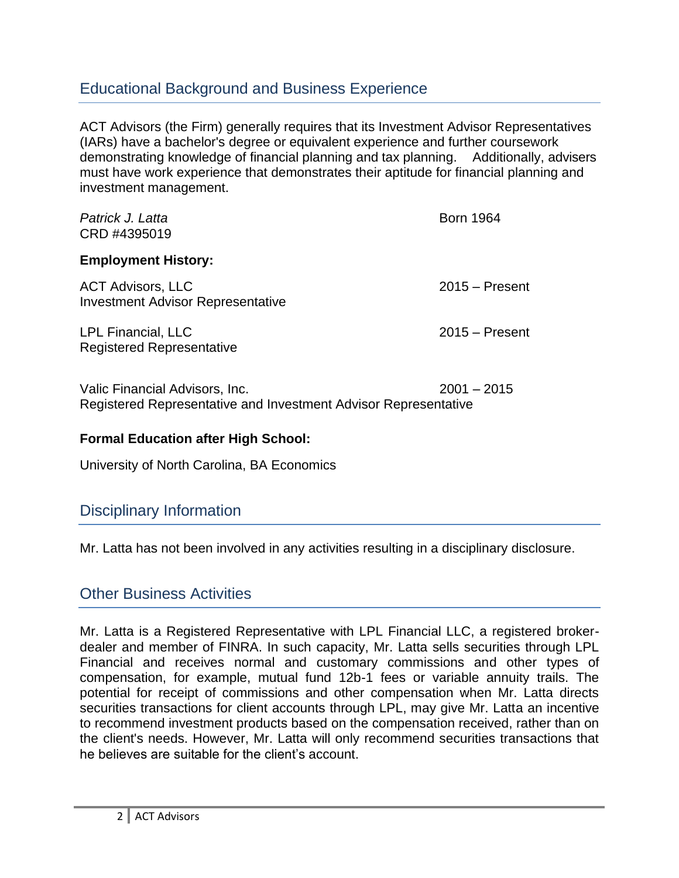## Educational Background and Business Experience

ACT Advisors (the Firm) generally requires that its Investment Advisor Representatives (IARs) have a bachelor's degree or equivalent experience and further coursework demonstrating knowledge of financial planning and tax planning. Additionally, advisers must have work experience that demonstrates their aptitude for financial planning and investment management.

*Patrick J. Latta* — Born 1964
CRD #4395019

**Employment History:**

ACT Advisors, LLC — 2015 – Present
Investment Advisor Representative

LPL Financial, LLC — 2015 – Present
Registered Representative

Valic Financial Advisors, Inc. — 2001 – 2015
Registered Representative and Investment Advisor Representative

**Formal Education after High School:**

University of North Carolina, BA Economics

## Disciplinary Information

Mr. Latta has not been involved in any activities resulting in a disciplinary disclosure.

## Other Business Activities

Mr. Latta is a Registered Representative with LPL Financial LLC, a registered broker-dealer and member of FINRA. In such capacity, Mr. Latta sells securities through LPL Financial and receives normal and customary commissions and other types of compensation, for example, mutual fund 12b-1 fees or variable annuity trails. The potential for receipt of commissions and other compensation when Mr. Latta directs securities transactions for client accounts through LPL, may give Mr. Latta an incentive to recommend investment products based on the compensation received, rather than on the client's needs. However, Mr. Latta will only recommend securities transactions that he believes are suitable for the client's account.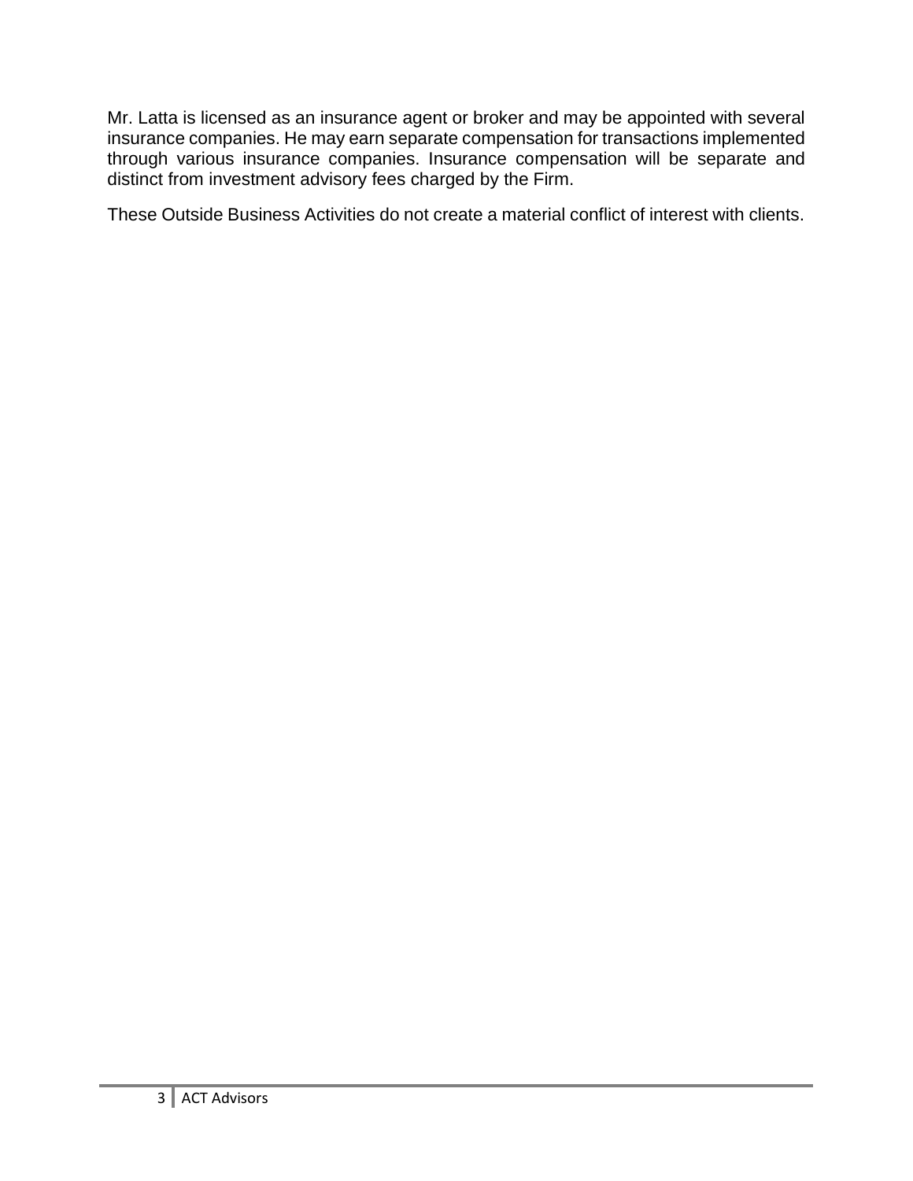Mr. Latta is licensed as an insurance agent or broker and may be appointed with several insurance companies. He may earn separate compensation for transactions implemented through various insurance companies. Insurance compensation will be separate and distinct from investment advisory fees charged by the Firm.

These Outside Business Activities do not create a material conflict of interest with clients.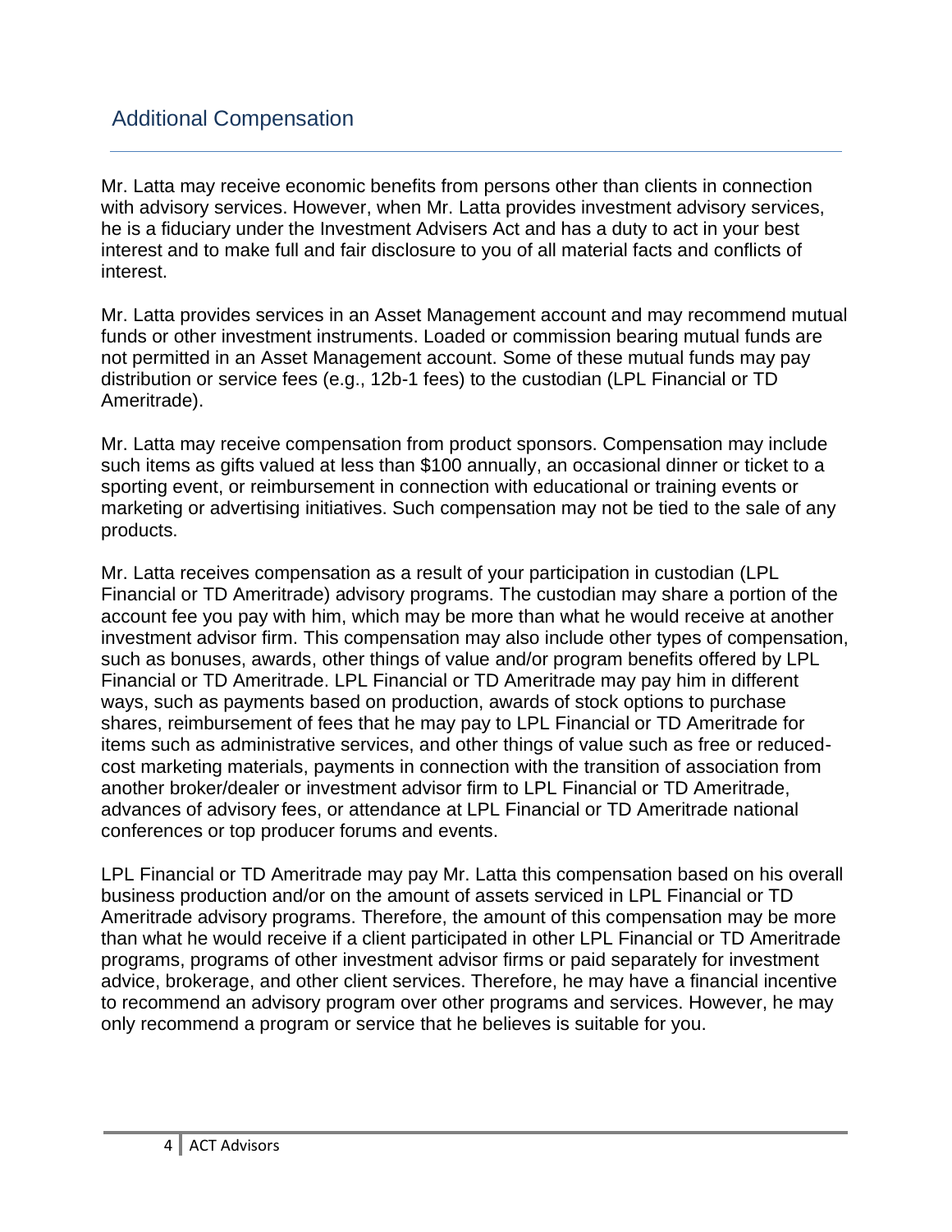## Additional Compensation

Mr. Latta may receive economic benefits from persons other than clients in connection with advisory services. However, when Mr. Latta provides investment advisory services, he is a fiduciary under the Investment Advisers Act and has a duty to act in your best interest and to make full and fair disclosure to you of all material facts and conflicts of interest.

Mr. Latta provides services in an Asset Management account and may recommend mutual funds or other investment instruments. Loaded or commission bearing mutual funds are not permitted in an Asset Management account. Some of these mutual funds may pay distribution or service fees (e.g., 12b-1 fees) to the custodian (LPL Financial or TD Ameritrade).

Mr. Latta may receive compensation from product sponsors. Compensation may include such items as gifts valued at less than $100 annually, an occasional dinner or ticket to a sporting event, or reimbursement in connection with educational or training events or marketing or advertising initiatives. Such compensation may not be tied to the sale of any products.

Mr. Latta receives compensation as a result of your participation in custodian (LPL Financial or TD Ameritrade) advisory programs. The custodian may share a portion of the account fee you pay with him, which may be more than what he would receive at another investment advisor firm. This compensation may also include other types of compensation, such as bonuses, awards, other things of value and/or program benefits offered by LPL Financial or TD Ameritrade. LPL Financial or TD Ameritrade may pay him in different ways, such as payments based on production, awards of stock options to purchase shares, reimbursement of fees that he may pay to LPL Financial or TD Ameritrade for items such as administrative services, and other things of value such as free or reduced-cost marketing materials, payments in connection with the transition of association from another broker/dealer or investment advisor firm to LPL Financial or TD Ameritrade, advances of advisory fees, or attendance at LPL Financial or TD Ameritrade national conferences or top producer forums and events.

LPL Financial or TD Ameritrade may pay Mr. Latta this compensation based on his overall business production and/or on the amount of assets serviced in LPL Financial or TD Ameritrade advisory programs. Therefore, the amount of this compensation may be more than what he would receive if a client participated in other LPL Financial or TD Ameritrade programs, programs of other investment advisor firms or paid separately for investment advice, brokerage, and other client services. Therefore, he may have a financial incentive to recommend an advisory program over other programs and services. However, he may only recommend a program or service that he believes is suitable for you.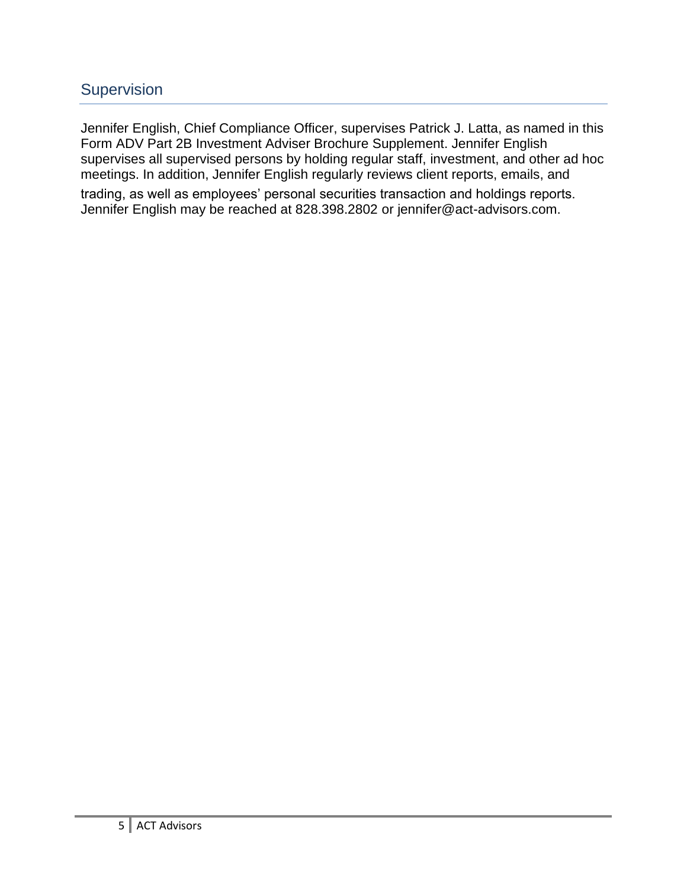## Supervision

Jennifer English, Chief Compliance Officer, supervises Patrick J. Latta, as named in this Form ADV Part 2B Investment Adviser Brochure Supplement. Jennifer English supervises all supervised persons by holding regular staff, investment, and other ad hoc meetings. In addition, Jennifer English regularly reviews client reports, emails, and trading, as well as employees' personal securities transaction and holdings reports. Jennifer English may be reached at 828.398.2802 or jennifer@act-advisors.com.